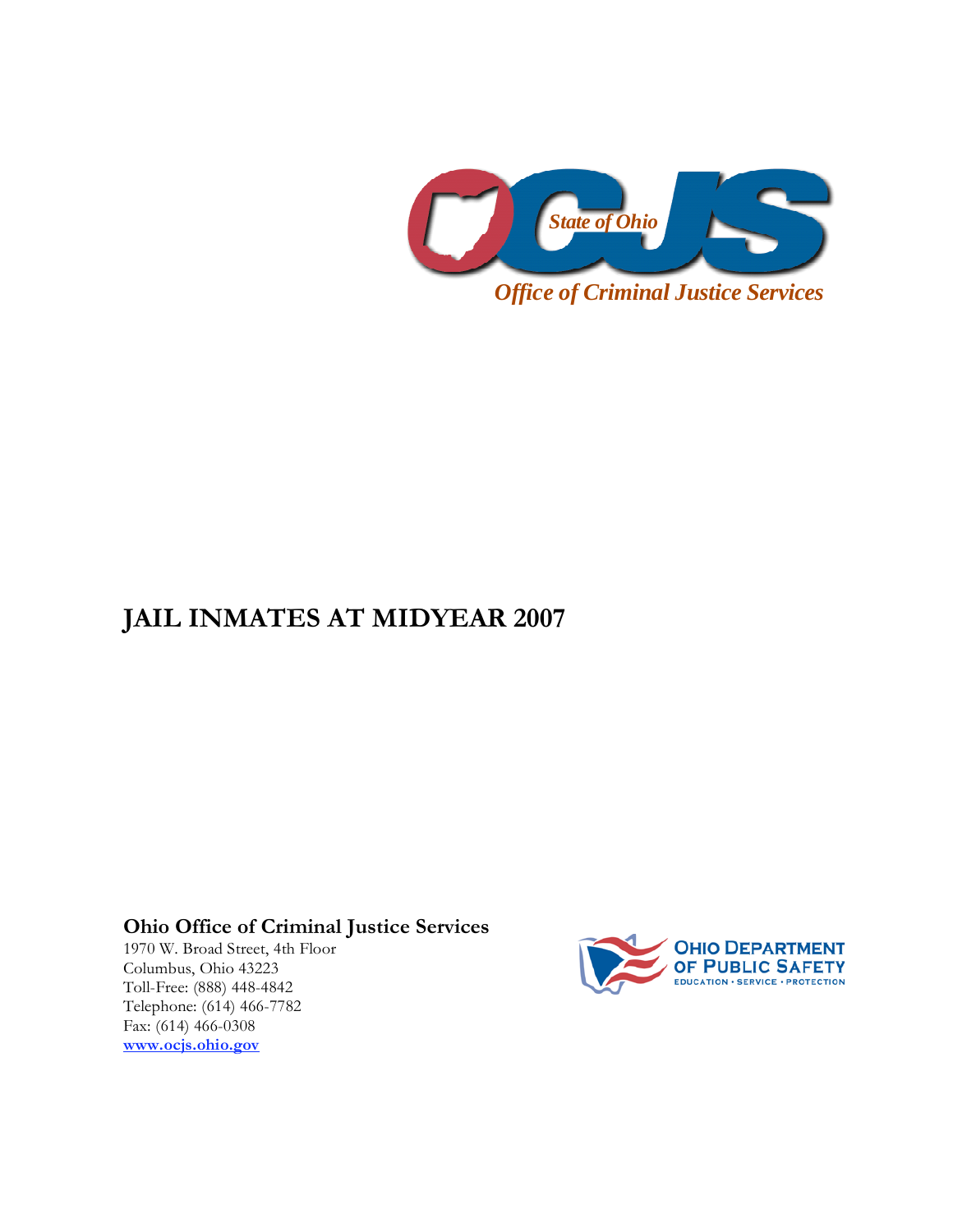OCJS

State of Ohio

*Office of Criminal Justice Services*

# JAIL INMATES AT MIDYEAR 2007

**Ohio Office of Criminal Justice Services**

1970 W. Broad Street, 4th Floor
Columbus, Ohio 43223
Toll-Free: (888) 448-4842
Telephone: (614) 466-7782
Fax: (614) 466-0308
www.ocjs.ohio.gov

OHIO DEPARTMENT OF PUBLIC SAFETY
EDUCATION • SERVICE • PROTECTION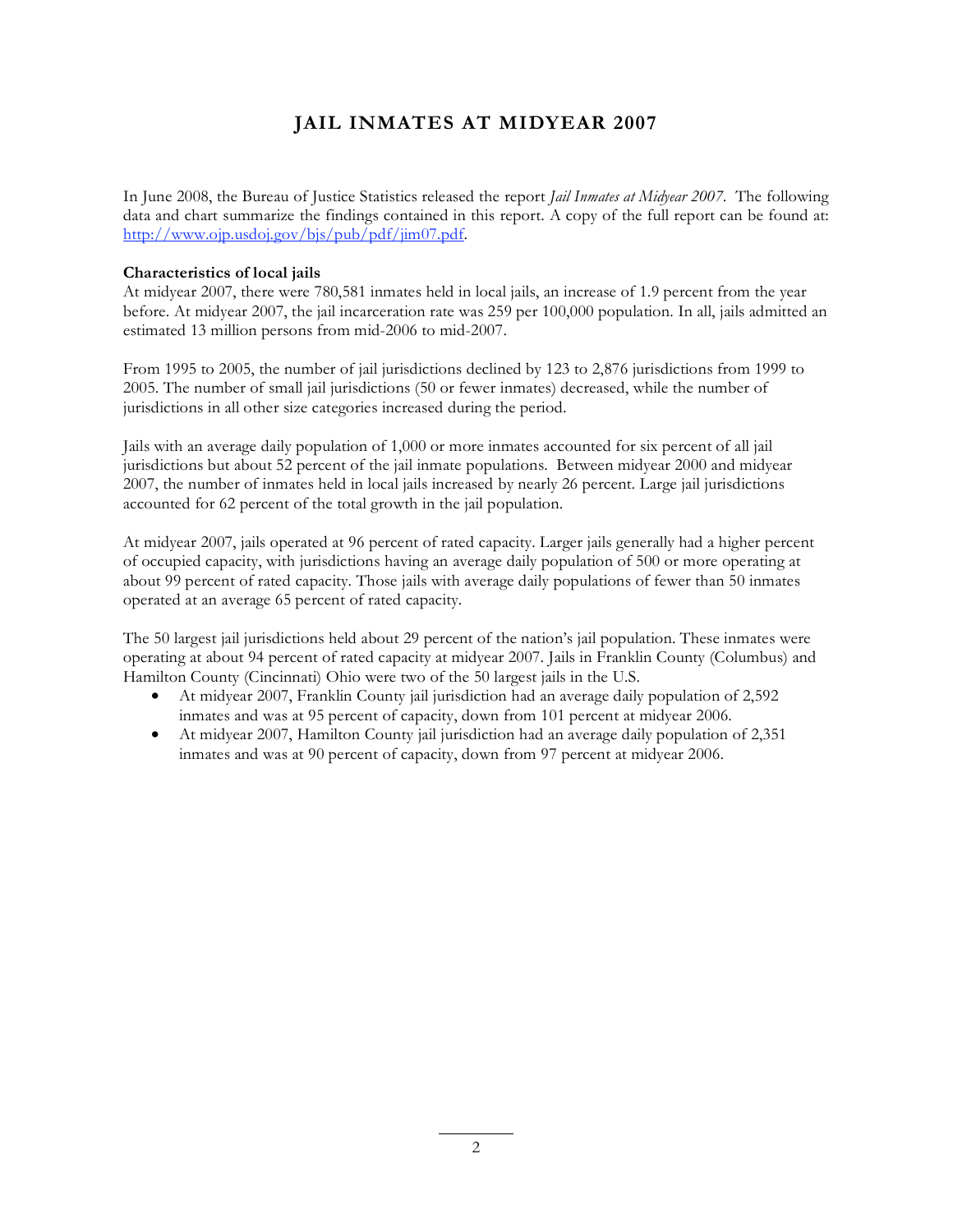# JAIL INMATES AT MIDYEAR 2007

In June 2008, the Bureau of Justice Statistics released the report *Jail Inmates at Midyear 2007*. The following data and chart summarize the findings contained in this report. A copy of the full report can be found at: [http://www.ojp.usdoj.gov/bjs/pub/pdf/jim07.pdf](http://www.ojp.usdoj.gov/bjs/pub/pdf/jim07.pdf).

**Characteristics of local jails**

At midyear 2007, there were 780,581 inmates held in local jails, an increase of 1.9 percent from the year before. At midyear 2007, the jail incarceration rate was 259 per 100,000 population. In all, jails admitted an estimated 13 million persons from mid-2006 to mid-2007.

From 1995 to 2005, the number of jail jurisdictions declined by 123 to 2,876 jurisdictions from 1999 to 2005. The number of small jail jurisdictions (50 or fewer inmates) decreased, while the number of jurisdictions in all other size categories increased during the period.

Jails with an average daily population of 1,000 or more inmates accounted for six percent of all jail jurisdictions but about 52 percent of the jail inmate populations. Between midyear 2000 and midyear 2007, the number of inmates held in local jails increased by nearly 26 percent. Large jail jurisdictions accounted for 62 percent of the total growth in the jail population.

At midyear 2007, jails operated at 96 percent of rated capacity. Larger jails generally had a higher percent of occupied capacity, with jurisdictions having an average daily population of 500 or more operating at about 99 percent of rated capacity. Those jails with average daily populations of fewer than 50 inmates operated at an average 65 percent of rated capacity.

The 50 largest jail jurisdictions held about 29 percent of the nation's jail population. These inmates were operating at about 94 percent of rated capacity at midyear 2007. Jails in Franklin County (Columbus) and Hamilton County (Cincinnati) Ohio were two of the 50 largest jails in the U.S.

- At midyear 2007, Franklin County jail jurisdiction had an average daily population of 2,592 inmates and was at 95 percent of capacity, down from 101 percent at midyear 2006.
- At midyear 2007, Hamilton County jail jurisdiction had an average daily population of 2,351 inmates and was at 90 percent of capacity, down from 97 percent at midyear 2006.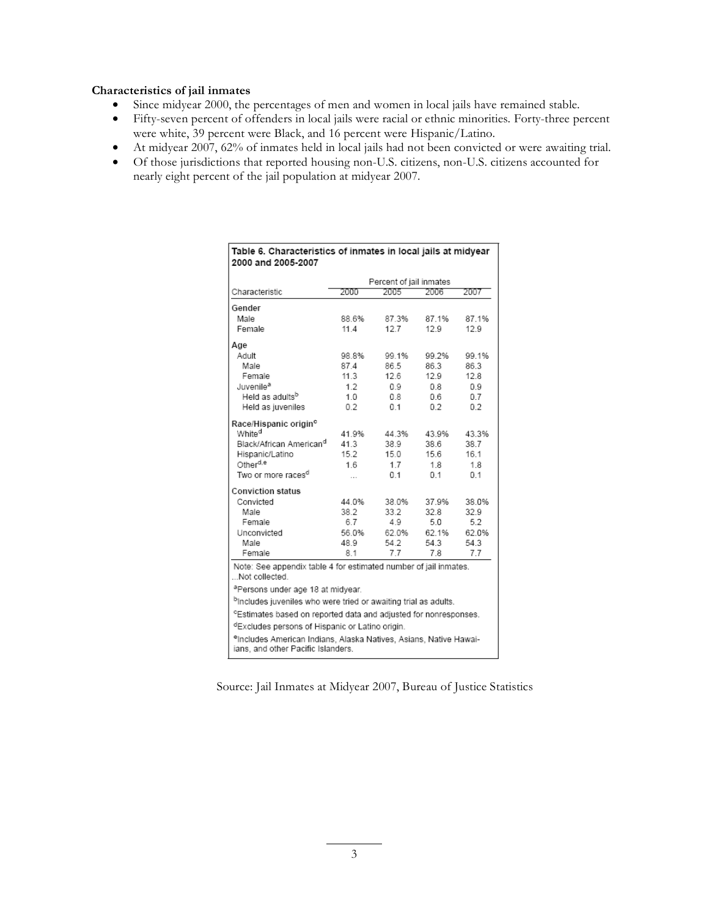**Characteristics of jail inmates**

- Since midyear 2000, the percentages of men and women in local jails have remained stable.
- Fifty-seven percent of offenders in local jails were racial or ethnic minorities. Forty-three percent were white, 39 percent were Black, and 16 percent were Hispanic/Latino.
- At midyear 2007, 62% of inmates held in local jails had not been convicted or were awaiting trial.
- Of those jurisdictions that reported housing non-U.S. citizens, non-U.S. citizens accounted for nearly eight percent of the jail population at midyear 2007.

**Table 6. Characteristics of inmates in local jails at midyear 2000 and 2005-2007**

| | Percent of jail inmates | | | |
|---|---|---|---|---|
| Characteristic | 2000 | 2005 | 2006 | 2007 |
| **Gender** | | | | |
| Male | 88.6% | 87.3% | 87.1% | 87.1% |
| Female | 11.4 | 12.7 | 12.9 | 12.9 |
| **Age** | | | | |
| Adult | 98.8% | 99.1% | 99.2% | 99.1% |
| Male | 87.4 | 86.5 | 86.3 | 86.3 |
| Female | 11.3 | 12.6 | 12.9 | 12.8 |
| Juvenile[a] | 1.2 | 0.9 | 0.8 | 0.9 |
| Held as adults[b] | 1.0 | 0.8 | 0.6 | 0.7 |
| Held as juveniles | 0.2 | 0.1 | 0.2 | 0.2 |
| **Race/Hispanic origin[c]** | | | | |
| White[d] | 41.9% | 44.3% | 43.9% | 43.3% |
| Black/African American[d] | 41.3 | 38.9 | 38.6 | 38.7 |
| Hispanic/Latino | 15.2 | 15.0 | 15.6 | 16.1 |
| Other[d,e] | 1.6 | 1.7 | 1.8 | 1.8 |
| Two or more races[d] | ... | 0.1 | 0.1 | 0.1 |
| **Conviction status** | | | | |
| Convicted | 44.0% | 38.0% | 37.9% | 38.0% |
| Male | 38.2 | 33.2 | 32.8 | 32.9 |
| Female | 6.7 | 4.9 | 5.0 | 5.2 |
| Unconvicted | 56.0% | 62.0% | 62.1% | 62.0% |
| Male | 48.9 | 54.2 | 54.3 | 54.3 |
| Female | 8.1 | 7.7 | 7.8 | 7.7 |

Note: See appendix table 4 for estimated number of jail inmates.
...Not collected.
[a]Persons under age 18 at midyear.
[b]Includes juveniles who were tried or awaiting trial as adults.
[c]Estimates based on reported data and adjusted for nonresponses.
[d]Excludes persons of Hispanic or Latino origin.
[e]Includes American Indians, Alaska Natives, Asians, Native Hawaiians, and other Pacific Islanders.

Source: Jail Inmates at Midyear 2007, Bureau of Justice Statistics